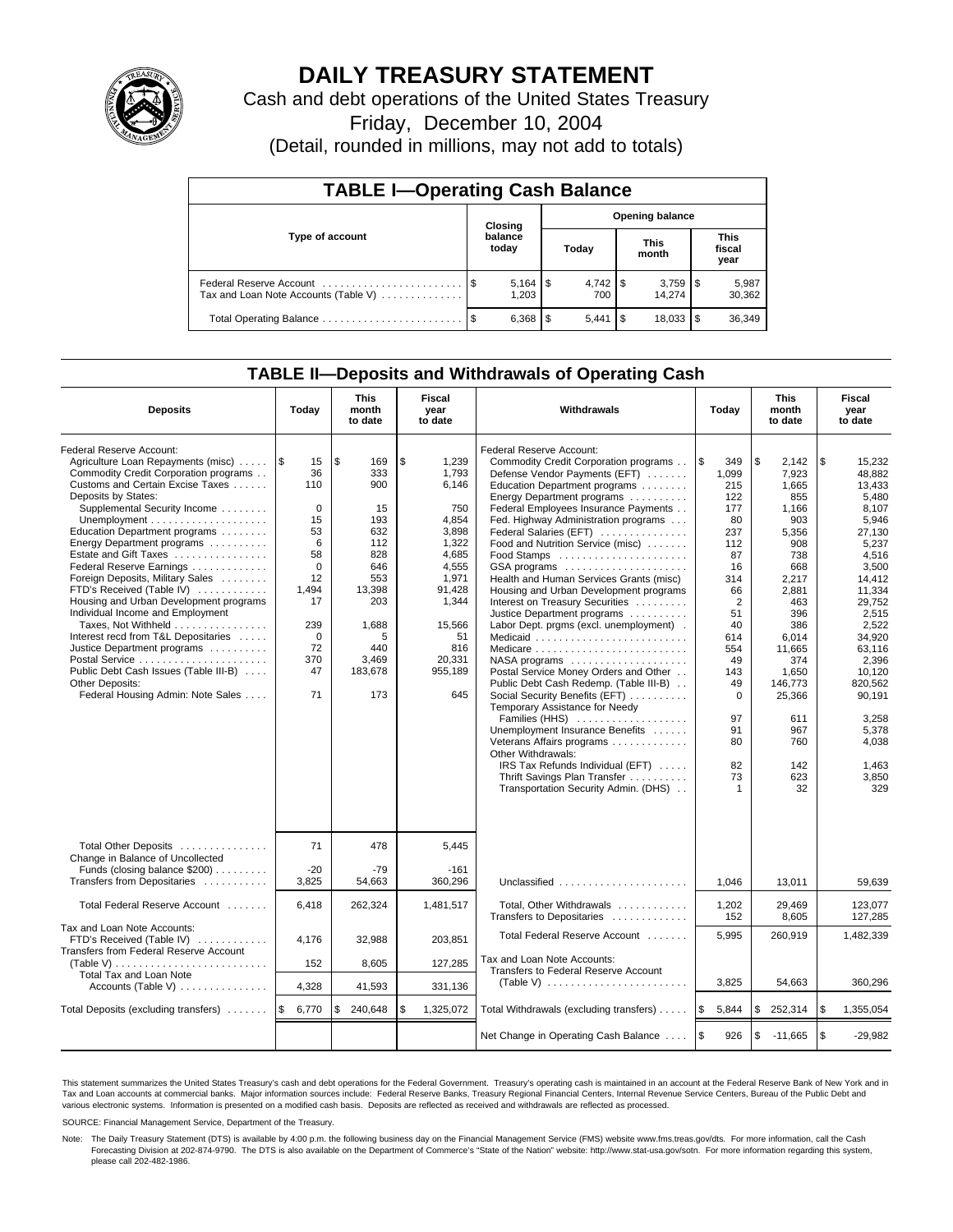# DAILY TREASURY STATEMENT

Cash and debt operations of the United States Treasury

Friday, December 10, 2004

(Detail, rounded in millions, may not add to totals)

## TABLE I—Operating Cash Balance

| Type of account | Closing balance today | Opening balance Today | Opening balance This month | Opening balance This fiscal year |
|---|---|---|---|---|
| Federal Reserve Account | $ 5,164 | $ 4,742 | $ 3,759 | $ 5,987 |
| Tax and Loan Note Accounts (Table V) | 1,203 | 700 | 14,274 | 30,362 |
| Total Operating Balance | $ 6,368 | $ 5,441 | $ 18,033 | $ 36,349 |

## TABLE II—Deposits and Withdrawals of Operating Cash

| Deposits | Today | This month to date | Fiscal year to date | Withdrawals | Today | This month to date | Fiscal year to date |
|---|---|---|---|---|---|---|---|
| Federal Reserve Account: | | | | Federal Reserve Account: | | | |
| Agriculture Loan Repayments (misc) | $ 15 | $ 169 | $ 1,239 | Commodity Credit Corporation programs | $ 349 | $ 2,142 | $ 15,232 |
| Commodity Credit Corporation programs | 36 | 333 | 1,793 | Defense Vendor Payments (EFT) | 1,099 | 7,923 | 48,882 |
| Customs and Certain Excise Taxes | 110 | 900 | 6,146 | Education Department programs | 215 | 1,665 | 13,433 |
| Deposits by States: | | | | Energy Department programs | 122 | 855 | 5,480 |
| Supplemental Security Income | 0 | 15 | 750 | Federal Employees Insurance Payments | 177 | 1,166 | 8,107 |
| Unemployment | 15 | 193 | 4,854 | Fed. Highway Administration programs | 80 | 903 | 5,946 |
| Education Department programs | 53 | 632 | 3,898 | Federal Salaries (EFT) | 237 | 5,356 | 27,130 |
| Energy Department programs | 6 | 112 | 1,322 | Food and Nutrition Service (misc) | 112 | 908 | 5,237 |
| Estate and Gift Taxes | 58 | 828 | 4,685 | Food Stamps | 87 | 738 | 4,516 |
| Federal Reserve Earnings | 0 | 646 | 4,555 | GSA programs | 16 | 668 | 3,500 |
| Foreign Deposits, Military Sales | 12 | 553 | 1,971 | Health and Human Services Grants (misc) | 314 | 2,217 | 14,412 |
| FTD's Received (Table IV) | 1,494 | 13,398 | 91,428 | Housing and Urban Development programs | 66 | 2,881 | 11,334 |
| Housing and Urban Development programs | 17 | 203 | 1,344 | Interest on Treasury Securities | 2 | 463 | 29,752 |
| Individual Income and Employment | | | | Justice Department programs | 51 | 396 | 2,515 |
| Taxes, Not Withheld | 239 | 1,688 | 15,566 | Labor Dept. prgms (excl. unemployment) | 40 | 386 | 2,522 |
| Interest recd from T&L Depositaries | 0 | 5 | 51 | Medicaid | 614 | 6,014 | 34,920 |
| Justice Department programs | 72 | 440 | 816 | Medicare | 554 | 11,665 | 63,116 |
| Postal Service | 370 | 3,469 | 20,331 | NASA programs | 49 | 374 | 2,396 |
| Public Debt Cash Issues (Table III-B) | 47 | 183,678 | 955,189 | Postal Service Money Orders and Other | 143 | 1,650 | 10,120 |
| Other Deposits: | | | | Public Debt Cash Redemp. (Table III-B) | 49 | 146,773 | 820,562 |
| Federal Housing Admin: Note Sales | 71 | 173 | 645 | Social Security Benefits (EFT) | 0 | 25,366 | 90,191 |
| | | | | Temporary Assistance for Needy Families (HHS) | 97 | 611 | 3,258 |
| | | | | Unemployment Insurance Benefits | 91 | 967 | 5,378 |
| | | | | Veterans Affairs programs | 80 | 760 | 4,038 |
| | | | | Other Withdrawals: | | | |
| | | | | IRS Tax Refunds Individual (EFT) | 82 | 142 | 1,463 |
| | | | | Thrift Savings Plan Transfer | 73 | 623 | 3,850 |
| | | | | Transportation Security Admin. (DHS) | 1 | 32 | 329 |
| Total Other Deposits | 71 | 478 | 5,445 | | | | |
| Change in Balance of Uncollected Funds (closing balance $200) | -20 | -79 | -161 | | | | |
| Transfers from Depositaries | 3,825 | 54,663 | 360,296 | Unclassified | 1,046 | 13,011 | 59,639 |
| Total Federal Reserve Account | 6,418 | 262,324 | 1,481,517 | Total, Other Withdrawals | 1,202 | 29,469 | 123,077 |
| | | | | Transfers to Depositaries | 152 | 8,605 | 127,285 |
| Tax and Loan Note Accounts: | | | | Total Federal Reserve Account | 5,995 | 260,919 | 1,482,339 |
| FTD's Received (Table IV) | 4,176 | 32,988 | 203,851 | | | | |
| Transfers from Federal Reserve Account (Table V) | 152 | 8,605 | 127,285 | Tax and Loan Note Accounts: Transfers to Federal Reserve Account (Table V) | 3,825 | 54,663 | 360,296 |
| Total Tax and Loan Note Accounts (Table V) | 4,328 | 41,593 | 331,136 | | | | |
| Total Deposits (excluding transfers) | $ 6,770 | $ 240,648 | $ 1,325,072 | Total Withdrawals (excluding transfers) | $ 5,844 | $ 252,314 | $ 1,355,054 |
| | | | | Net Change in Operating Cash Balance | $ 926 | $ -11,665 | $ -29,982 |

This statement summarizes the United States Treasury's cash and debt operations for the Federal Government. Treasury's operating cash is maintained in an account at the Federal Reserve Bank of New York and in Tax and Loan accounts at commercial banks. Major information sources include: Federal Reserve Banks, Treasury Regional Financial Centers, Internal Revenue Service Centers, Bureau of the Public Debt and various electronic systems. Information is presented on a modified cash basis. Deposits are reflected as received and withdrawals are reflected as processed.

SOURCE: Financial Management Service, Department of the Treasury.

Note: The Daily Treasury Statement (DTS) is available by 4:00 p.m. the following business day on the Financial Management Service (FMS) website www.fms.treas.gov/dts. For more information, call the Cash Forecasting Division at 202-874-9790. The DTS is also available on the Department of Commerce's "State of the Nation" website: http://www.stat-usa.gov/sotn. For more information regarding this system, please call 202-482-1986.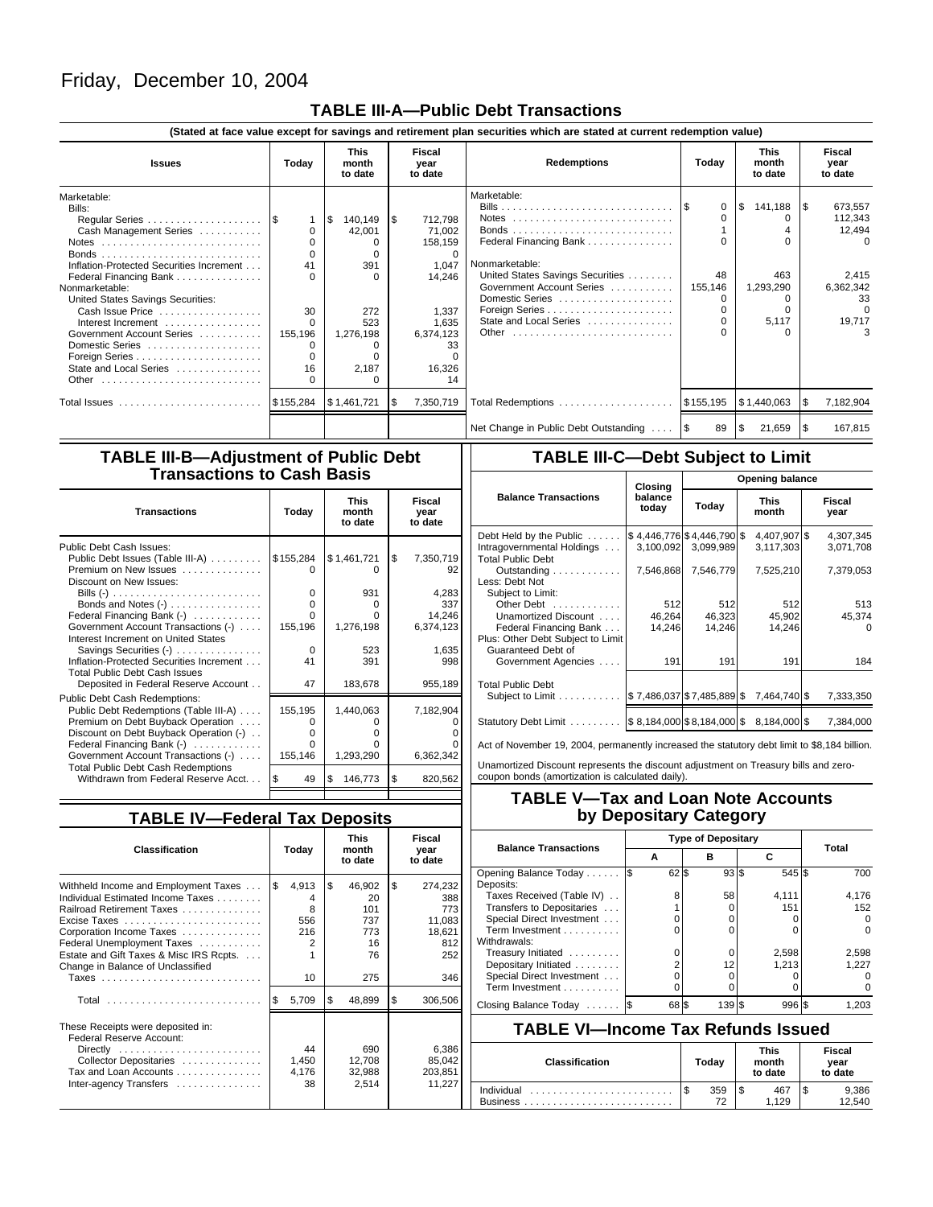# Friday, December 10, 2004

## TABLE III-A—Public Debt Transactions

(Stated at face value except for savings and retirement plan securities which are stated at current redemption value)

| Issues | Today | This month to date | Fiscal year to date |
|---|---|---|---|
| Marketable: | | | |
| Bills: | | | |
| Regular Series | $ 1 | $ 140,149 | $ 712,798 |
| Cash Management Series | 0 | 42,001 | 71,002 |
| Notes | 0 | 0 | 158,159 |
| Bonds | 0 | 0 | 0 |
| Inflation-Protected Securities Increment | 41 | 391 | 1,047 |
| Federal Financing Bank | 0 | 0 | 14,246 |
| Nonmarketable: | | | |
| United States Savings Securities: | | | |
| Cash Issue Price | 30 | 272 | 1,337 |
| Interest Increment | 0 | 523 | 1,635 |
| Government Account Series | 155,196 | 1,276,198 | 6,374,123 |
| Domestic Series | 0 | 0 | 33 |
| Foreign Series | 0 | 0 | 0 |
| State and Local Series | 16 | 2,187 | 16,326 |
| Other | 0 | 0 | 14 |
| Total Issues | $155,284 | $1,461,721 | $ 7,350,719 |

| Redemptions | Today | This month to date | Fiscal year to date |
|---|---|---|---|
| Marketable: | | | |
| Bills | $ 0 | $ 141,188 | $ 673,557 |
| Notes | 0 | 0 | 112,343 |
| Bonds | 1 | 4 | 12,494 |
| Federal Financing Bank | 0 | 0 | 0 |
| Nonmarketable: | | | |
| United States Savings Securities | 48 | 463 | 2,415 |
| Government Account Series | 155,146 | 1,293,290 | 6,362,342 |
| Domestic Series | 0 | 0 | 33 |
| Foreign Series | 0 | 0 | 0 |
| State and Local Series | 0 | 5,117 | 19,717 |
| Other | 0 | 0 | 3 |
| Total Redemptions | $155,195 | $1,440,063 | $ 7,182,904 |
| Net Change in Public Debt Outstanding | $ 89 | $ 21,659 | $ 167,815 |

## TABLE III-B—Adjustment of Public Debt Transactions to Cash Basis

| Transactions | Today | This month to date | Fiscal year to date |
|---|---|---|---|
| Public Debt Cash Issues: | | | |
| Public Debt Issues (Table III-A) | $155,284 | $1,461,721 | $ 7,350,719 |
| Premium on New Issues | 0 | 0 | 92 |
| Discount on New Issues: | | | |
| Bills (-) | 0 | 931 | 4,283 |
| Bonds and Notes (-) | 0 | 0 | 337 |
| Federal Financing Bank (-) | 0 | 0 | 14,246 |
| Government Account Transactions (-) | 155,196 | 1,276,198 | 6,374,123 |
| Interest Increment on United States Savings Securities (-) | 0 | 523 | 1,635 |
| Inflation-Protected Securities Increment | 41 | 391 | 998 |
| Total Public Debt Cash Issues Deposited in Federal Reserve Account | 47 | 183,678 | 955,189 |
| Public Debt Cash Redemptions: | | | |
| Public Debt Redemptions (Table III-A) | 155,195 | 1,440,063 | 7,182,904 |
| Premium on Debt Buyback Operation | 0 | 0 | 0 |
| Discount on Debt Buyback Operation (-) | 0 | 0 | 0 |
| Federal Financing Bank (-) | 0 | 0 | 0 |
| Government Account Transactions (-) | 155,146 | 1,293,290 | 6,362,342 |
| Total Public Debt Cash Redemptions Withdrawn from Federal Reserve Acct. | $ 49 | $ 146,773 | $ 820,562 |

## TABLE III-C—Debt Subject to Limit

| Balance Transactions | Closing balance today | Opening balance Today | Opening balance This month | Opening balance Fiscal year |
|---|---|---|---|---|
| Debt Held by the Public | $ 4,446,776 | $ 4,446,790 | $ 4,407,907 | $ 4,307,345 |
| Intragovernmental Holdings | 3,100,092 | 3,099,989 | 3,117,303 | 3,071,708 |
| Total Public Debt Outstanding | 7,546,868 | 7,546,779 | 7,525,210 | 7,379,053 |
| Less: Debt Not Subject to Limit: | | | | |
| Other Debt | 512 | 512 | 512 | 513 |
| Unamortized Discount | 46,264 | 46,323 | 45,902 | 45,374 |
| Federal Financing Bank | 14,246 | 14,246 | 14,246 | 0 |
| Plus: Other Debt Subject to Limit Guaranteed Debt of Government Agencies | 191 | 191 | 191 | 184 |
| Total Public Debt Subject to Limit | $ 7,486,037 | $ 7,485,889 | $ 7,464,740 | $ 7,333,350 |
| Statutory Debt Limit | $ 8,184,000 | $ 8,184,000 | $ 8,184,000 | $ 7,384,000 |

Act of November 19, 2004, permanently increased the statutory debt limit to $8,184 billion.

Unamortized Discount represents the discount adjustment on Treasury bills and zero-coupon bonds (amortization is calculated daily).

## TABLE IV—Federal Tax Deposits

| Classification | Today | This month to date | Fiscal year to date |
|---|---|---|---|
| Withheld Income and Employment Taxes | $ 4,913 | $ 46,902 | $ 274,232 |
| Individual Estimated Income Taxes | 4 | 20 | 388 |
| Railroad Retirement Taxes | 8 | 101 | 773 |
| Excise Taxes | 556 | 737 | 11,083 |
| Corporation Income Taxes | 216 | 773 | 18,621 |
| Federal Unemployment Taxes | 2 | 16 | 812 |
| Estate and Gift Taxes & Misc IRS Rcpts. | 1 | 76 | 252 |
| Change in Balance of Unclassified Taxes | 10 | 275 | 346 |
| Total | $ 5,709 | $ 48,899 | $ 306,506 |
| These Receipts were deposited in: | | | |
| Federal Reserve Account: | | | |
| Directly | 44 | 690 | 6,386 |
| Collector Depositaries | 1,450 | 12,708 | 85,042 |
| Tax and Loan Accounts | 4,176 | 32,988 | 203,851 |
| Inter-agency Transfers | 38 | 2,514 | 11,227 |

## TABLE V—Tax and Loan Note Accounts by Depositary Category

| Balance Transactions | Type of Depositary A | B | C | Total |
|---|---|---|---|---|
| Opening Balance Today | $ 62 | $ 93 | $ 545 | $ 700 |
| Deposits: | | | | |
| Taxes Received (Table IV) | 8 | 58 | 4,111 | 4,176 |
| Transfers to Depositaries | 1 | 0 | 151 | 152 |
| Special Direct Investment | 0 | 0 | 0 | 0 |
| Term Investment | 0 | 0 | 0 | 0 |
| Withdrawals: | | | | |
| Treasury Initiated | 0 | 0 | 2,598 | 2,598 |
| Depositary Initiated | 2 | 12 | 1,213 | 1,227 |
| Special Direct Investment | 0 | 0 | 0 | 0 |
| Term Investment | 0 | 0 | 0 | 0 |
| Closing Balance Today | $ 68 | $ 139 | $ 996 | $ 1,203 |

## TABLE VI—Income Tax Refunds Issued

| Classification | Today | This month to date | Fiscal year to date |
|---|---|---|---|
| Individual | $ 359 | $ 467 | $ 9,386 |
| Business | 72 | 1,129 | 12,540 |